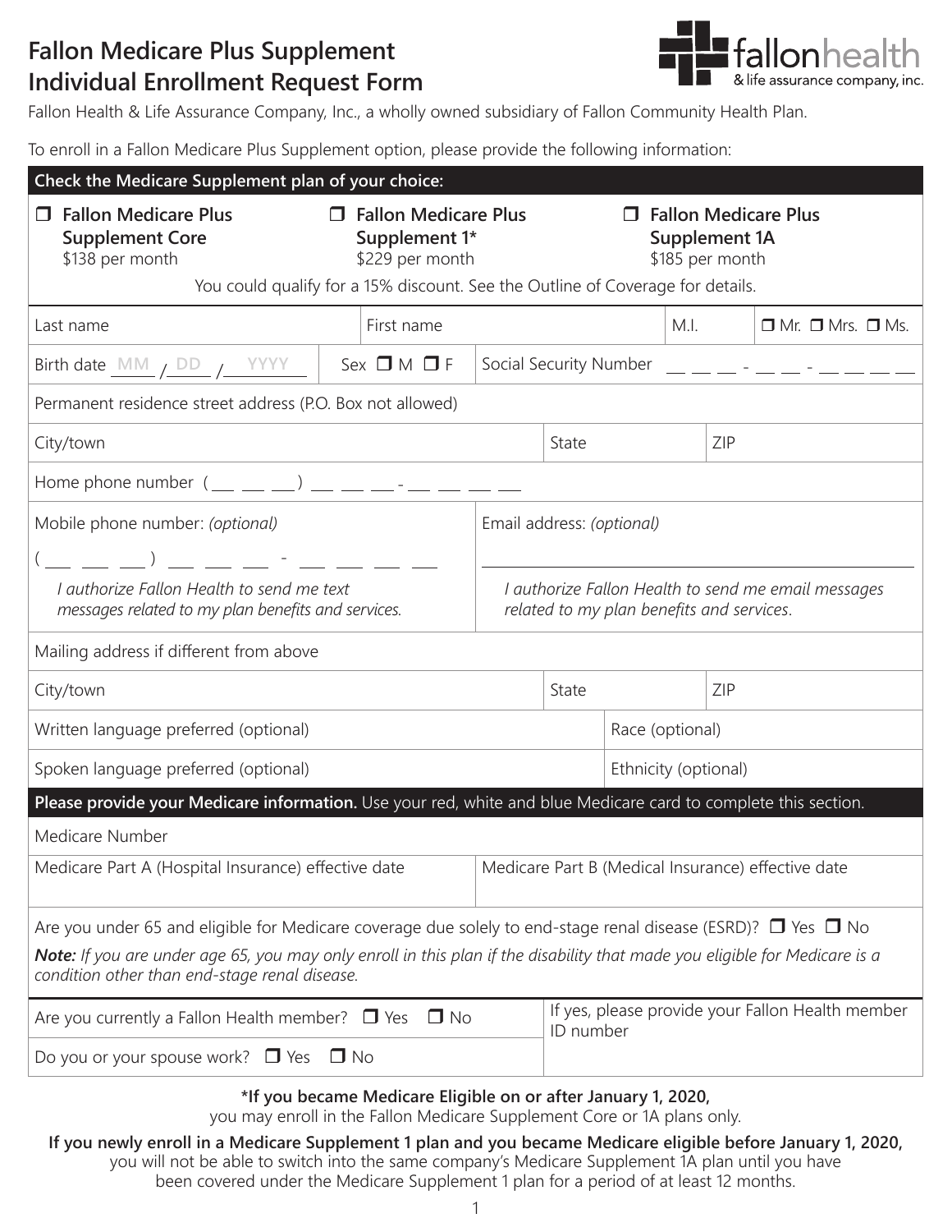# Fallon Medicare Plus Supplement Individual Enrollment Request Form

Fallon Health & Life Assurance Company, Inc., a wholly owned subsidiary of Fallon Community Health Plan.

To enroll in a Fallon Medicare Plus Supplement option, please provide the following information:

**Check the Medicare Supplement plan of your choice:**

- ☐ **Fallon Medicare Plus Supplement Core** — $138 per month
- ☐ **Fallon Medicare Plus Supplement 1*** — $229 per month
- ☐ **Fallon Medicare Plus Supplement 1A** — $185 per month

You could qualify for a 15% discount. See the Outline of Coverage for details.

| Last name | First name | M.I. | ☐ Mr. ☐ Mrs. ☐ Ms. |
|---|---|---|---|
| Birth date MM / DD / YYYY | Sex ☐ M ☐ F | Social Security Number ___ ___ ___ - ___ ___ - ___ ___ ___ ___ | |

| Permanent residence street address (P.O. Box not allowed) | | |
|---|---|---|
| City/town | State | ZIP |
| Home phone number ( ___ ___ ___ ) ___ ___ ___ - ___ ___ ___ ___ | | |

| Mobile phone number: *(optional)* | Email address: *(optional)* |
|---|---|
| ( ___ ___ ___ ) ___ ___ ___ - ___ ___ ___ ___ | ____________________ |
| *I authorize Fallon Health to send me text messages related to my plan benefits and services.* | *I authorize Fallon Health to send me email messages related to my plan benefits and services.* |

| Mailing address if different from above | | |
|---|---|---|
| City/town | State | ZIP |

| Written language preferred (optional) | Race (optional) |
|---|---|
| Spoken language preferred (optional) | Ethnicity (optional) |

**Please provide your Medicare information.** Use your red, white and blue Medicare card to complete this section.

| Medicare Number | |
|---|---|
| Medicare Part A (Hospital Insurance) effective date | Medicare Part B (Medical Insurance) effective date |

Are you under 65 and eligible for Medicare coverage due solely to end-stage renal disease (ESRD)? ☐ Yes ☐ No

***Note:*** *If you are under age 65, you may only enroll in this plan if the disability that made you eligible for Medicare is a condition other than end-stage renal disease.*

| Are you currently a Fallon Health member? ☐ Yes ☐ No | If yes, please provide your Fallon Health member ID number |
|---|---|
| Do you or your spouse work? ☐ Yes ☐ No | |

**\*If you became Medicare Eligible on or after January 1, 2020,** you may enroll in the Fallon Medicare Supplement Core or 1A plans only.

**If you newly enroll in a Medicare Supplement 1 plan and you became Medicare eligible before January 1, 2020,** you will not be able to switch into the same company's Medicare Supplement 1A plan until you have been covered under the Medicare Supplement 1 plan for a period of at least 12 months.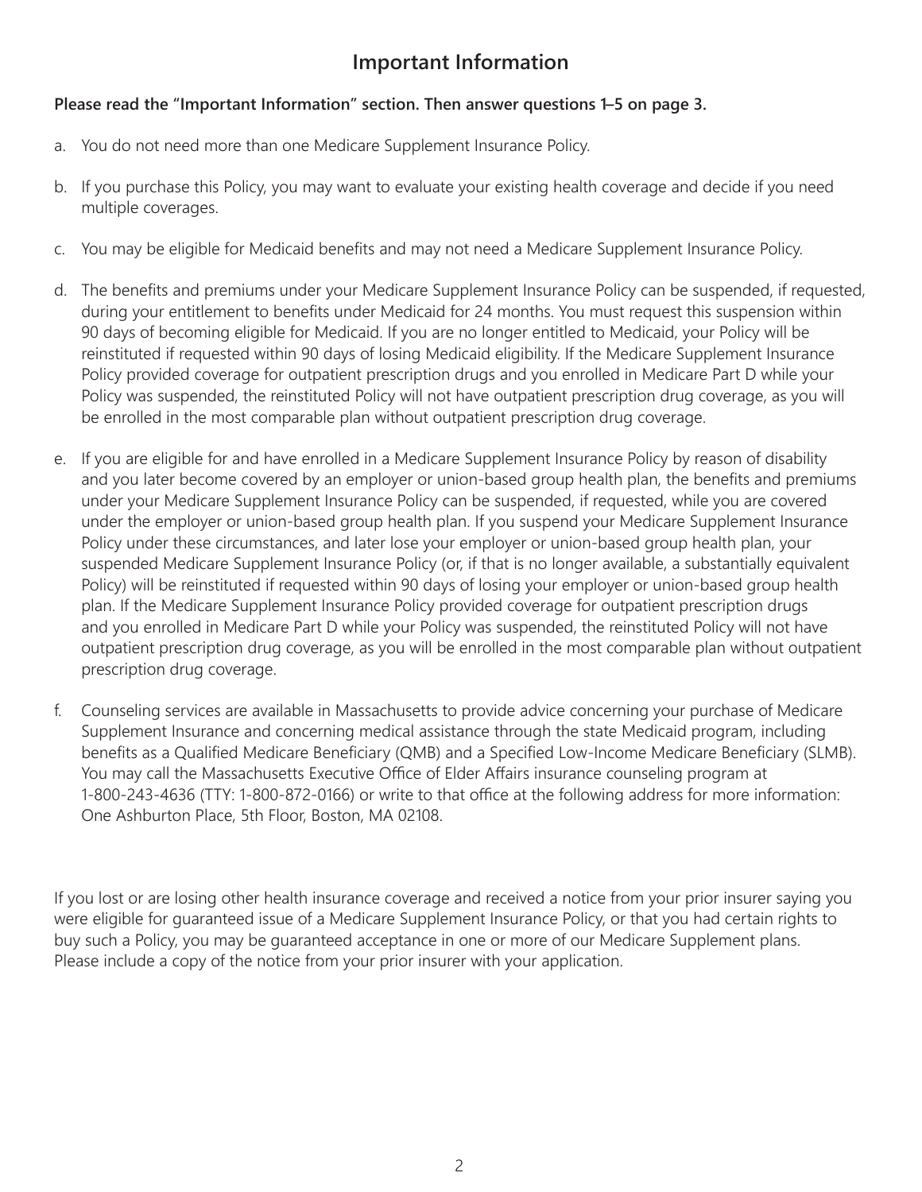## Important Information

**Please read the "Important Information" section. Then answer questions 1–5 on page 3.**

a. You do not need more than one Medicare Supplement Insurance Policy.

b. If you purchase this Policy, you may want to evaluate your existing health coverage and decide if you need multiple coverages.

c. You may be eligible for Medicaid benefits and may not need a Medicare Supplement Insurance Policy.

d. The benefits and premiums under your Medicare Supplement Insurance Policy can be suspended, if requested, during your entitlement to benefits under Medicaid for 24 months. You must request this suspension within 90 days of becoming eligible for Medicaid. If you are no longer entitled to Medicaid, your Policy will be reinstituted if requested within 90 days of losing Medicaid eligibility. If the Medicare Supplement Insurance Policy provided coverage for outpatient prescription drugs and you enrolled in Medicare Part D while your Policy was suspended, the reinstituted Policy will not have outpatient prescription drug coverage, as you will be enrolled in the most comparable plan without outpatient prescription drug coverage.

e. If you are eligible for and have enrolled in a Medicare Supplement Insurance Policy by reason of disability and you later become covered by an employer or union-based group health plan, the benefits and premiums under your Medicare Supplement Insurance Policy can be suspended, if requested, while you are covered under the employer or union-based group health plan. If you suspend your Medicare Supplement Insurance Policy under these circumstances, and later lose your employer or union-based group health plan, your suspended Medicare Supplement Insurance Policy (or, if that is no longer available, a substantially equivalent Policy) will be reinstituted if requested within 90 days of losing your employer or union-based group health plan. If the Medicare Supplement Insurance Policy provided coverage for outpatient prescription drugs and you enrolled in Medicare Part D while your Policy was suspended, the reinstituted Policy will not have outpatient prescription drug coverage, as you will be enrolled in the most comparable plan without outpatient prescription drug coverage.

f. Counseling services are available in Massachusetts to provide advice concerning your purchase of Medicare Supplement Insurance and concerning medical assistance through the state Medicaid program, including benefits as a Qualified Medicare Beneficiary (QMB) and a Specified Low-Income Medicare Beneficiary (SLMB). You may call the Massachusetts Executive Office of Elder Affairs insurance counseling program at 1-800-243-4636 (TTY: 1-800-872-0166) or write to that office at the following address for more information: One Ashburton Place, 5th Floor, Boston, MA 02108.

If you lost or are losing other health insurance coverage and received a notice from your prior insurer saying you were eligible for guaranteed issue of a Medicare Supplement Insurance Policy, or that you had certain rights to buy such a Policy, you may be guaranteed acceptance in one or more of our Medicare Supplement plans. Please include a copy of the notice from your prior insurer with your application.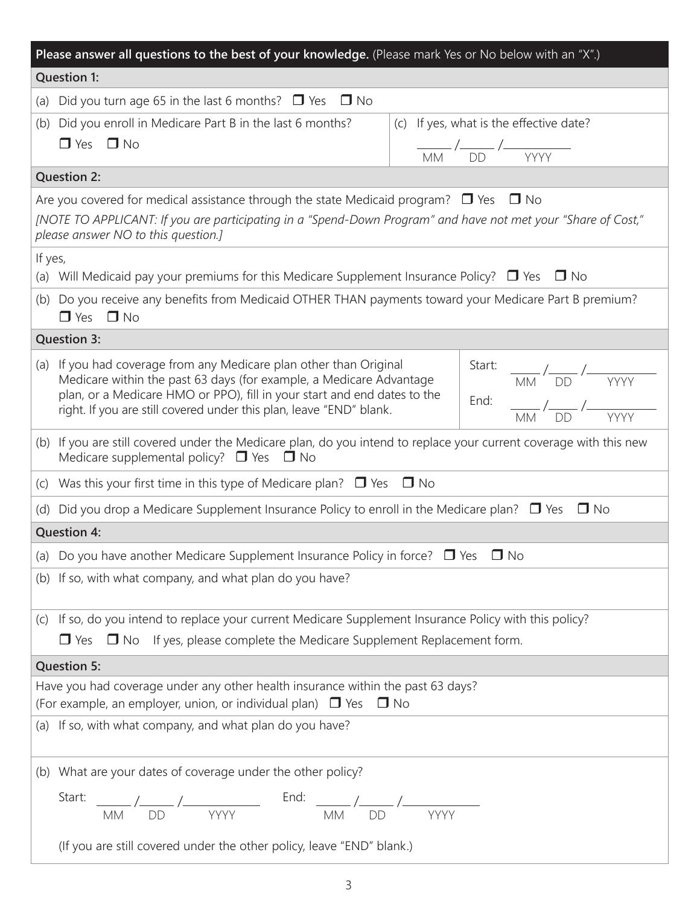**Please answer all questions to the best of your knowledge.** (Please mark Yes or No below with an "X".)

**Question 1:**

(a) Did you turn age 65 in the last 6 months? ☐ Yes ☐ No

(b) Did you enroll in Medicare Part B in the last 6 months? ☐ Yes ☐ No

(c) If yes, what is the effective date? ______ /______ /__________ (MM DD YYYY)

**Question 2:**

Are you covered for medical assistance through the state Medicaid program? ☐ Yes ☐ No

*[NOTE TO APPLICANT: If you are participating in a "Spend-Down Program" and have not met your "Share of Cost," please answer NO to this question.]*

If yes,

(a) Will Medicaid pay your premiums for this Medicare Supplement Insurance Policy? ☐ Yes ☐ No

(b) Do you receive any benefits from Medicaid OTHER THAN payments toward your Medicare Part B premium? ☐ Yes ☐ No

**Question 3:**

(a) If you had coverage from any Medicare plan other than Original Medicare within the past 63 days (for example, a Medicare Advantage plan, or a Medicare HMO or PPO), fill in your start and end dates to the right. If you are still covered under this plan, leave "END" blank.

Start: _____ /_____ /__________ (MM DD YYYY)

End: _____ /_____ /__________ (MM DD YYYY)

(b) If you are still covered under the Medicare plan, do you intend to replace your current coverage with this new Medicare supplemental policy? ☐ Yes ☐ No

(c) Was this your first time in this type of Medicare plan? ☐ Yes ☐ No

(d) Did you drop a Medicare Supplement Insurance Policy to enroll in the Medicare plan? ☐ Yes ☐ No

**Question 4:**

(a) Do you have another Medicare Supplement Insurance Policy in force? ☐ Yes ☐ No

(b) If so, with what company, and what plan do you have?

(c) If so, do you intend to replace your current Medicare Supplement Insurance Policy with this policy?

☐ Yes ☐ No If yes, please complete the Medicare Supplement Replacement form.

**Question 5:**

Have you had coverage under any other health insurance within the past 63 days?
(For example, an employer, union, or individual plan) ☐ Yes ☐ No

(a) If so, with what company, and what plan do you have?

(b) What are your dates of coverage under the other policy?

Start: ______ /______ /__________ (MM DD YYYY) End: ______ /______ /__________ (MM DD YYYY)

(If you are still covered under the other policy, leave "END" blank.)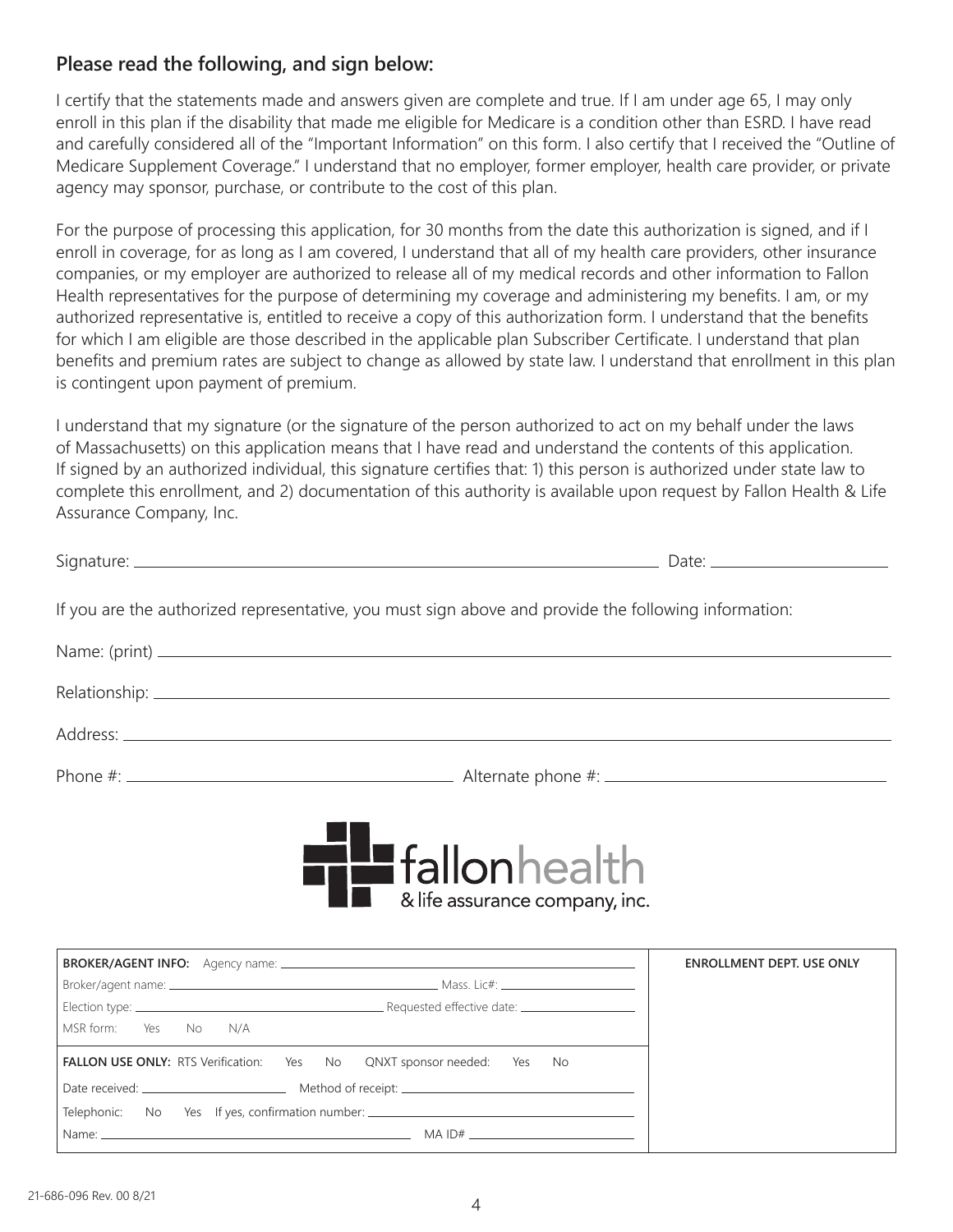## Please read the following, and sign below:

I certify that the statements made and answers given are complete and true. If I am under age 65, I may only enroll in this plan if the disability that made me eligible for Medicare is a condition other than ESRD. I have read and carefully considered all of the "Important Information" on this form. I also certify that I received the "Outline of Medicare Supplement Coverage." I understand that no employer, former employer, health care provider, or private agency may sponsor, purchase, or contribute to the cost of this plan.

For the purpose of processing this application, for 30 months from the date this authorization is signed, and if I enroll in coverage, for as long as I am covered, I understand that all of my health care providers, other insurance companies, or my employer are authorized to release all of my medical records and other information to Fallon Health representatives for the purpose of determining my coverage and administering my benefits. I am, or my authorized representative is, entitled to receive a copy of this authorization form. I understand that the benefits for which I am eligible are those described in the applicable plan Subscriber Certificate. I understand that plan benefits and premium rates are subject to change as allowed by state law. I understand that enrollment in this plan is contingent upon payment of premium.

I understand that my signature (or the signature of the person authorized to act on my behalf under the laws of Massachusetts) on this application means that I have read and understand the contents of this application. If signed by an authorized individual, this signature certifies that: 1) this person is authorized under state law to complete this enrollment, and 2) documentation of this authority is available upon request by Fallon Health & Life Assurance Company, Inc.

Signature: ______________________________ Date: ______________

If you are the authorized representative, you must sign above and provide the following information:

Name: (print) ______________________________

Relationship: ______________________________

Address: ______________________________

Phone #: ______________________ Alternate phone #: ______________________

fallonhealth
& life assurance company, inc.

| | |
|---|---|
| **BROKER/AGENT INFO:** Agency name: ______________ | **ENROLLMENT DEPT. USE ONLY** |
| Broker/agent name: ______________ Mass. Lic#: ______________ | |
| Election type: ______________ Requested effective date: ______________ | |
| MSR form: Yes No N/A | |
| **FALLON USE ONLY:** RTS Verification: Yes No QNXT sponsor needed: Yes No | |
| Date received: ______________ Method of receipt: ______________ | |
| Telephonic: No Yes If yes, confirmation number: ______________ | |
| Name: ______________ MA ID# ______________ | |

21-686-096 Rev. 00 8/21